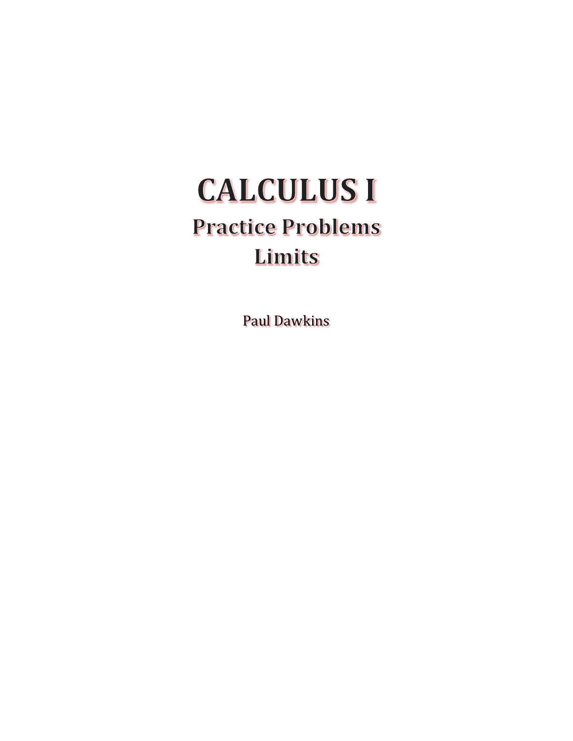# CALCULUS I

## Practice Problems

## Limits

Paul Dawkins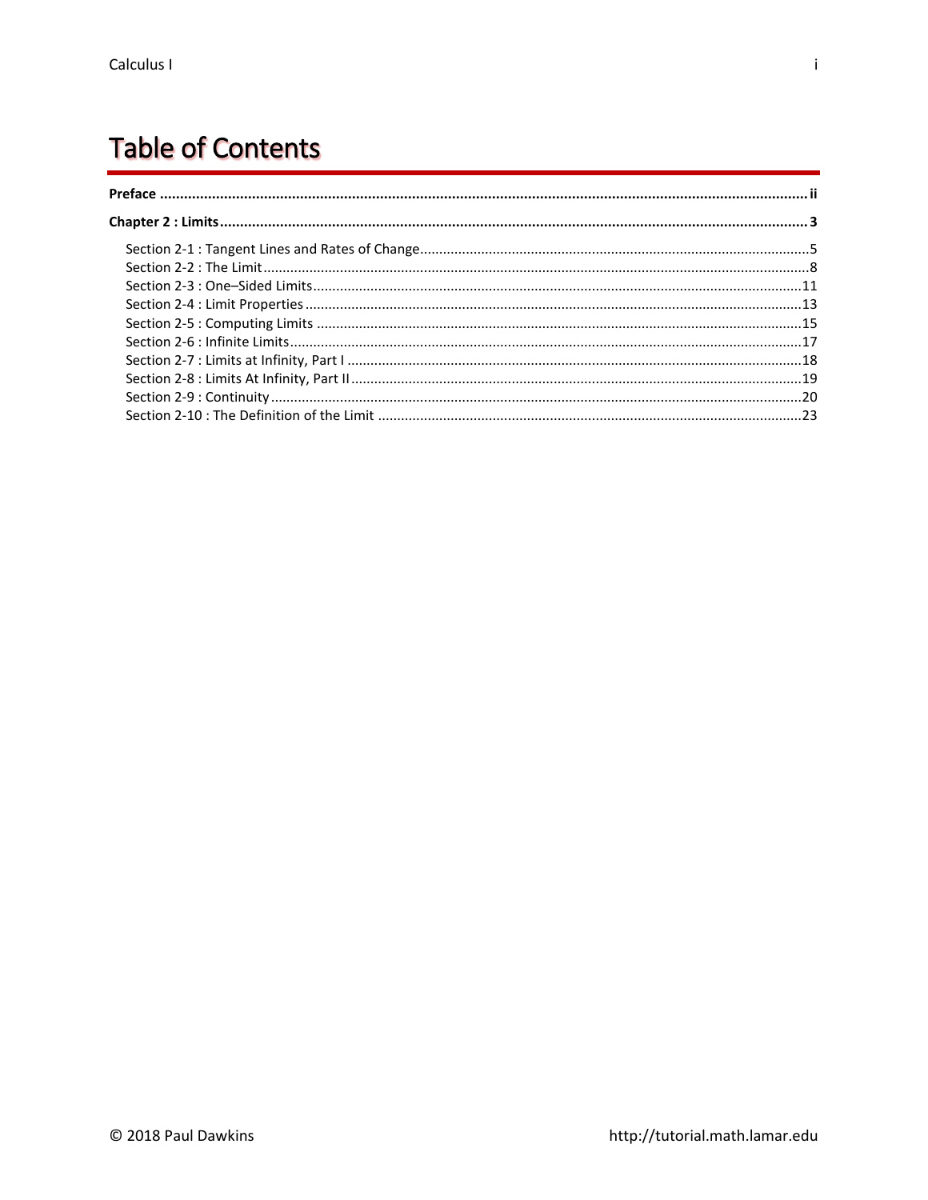# Table of Contents

**Preface** ........................................................................................................................................ **ii**

**Chapter 2 : Limits** ........................................................................................................................... **3**

Section 2-1 : Tangent Lines and Rates of Change.....................................................................................5
Section 2-2 : The Limit.............................................................................................................................8
Section 2-3 : One–Sided Limits..............................................................................................................11
Section 2-4 : Limit Properties.................................................................................................................13
Section 2-5 : Computing Limits .............................................................................................................15
Section 2-6 : Infinite Limits.....................................................................................................................17
Section 2-7 : Limits at Infinity, Part I ......................................................................................................18
Section 2-8 : Limits At Infinity, Part II.....................................................................................................19
Section 2-9 : Continuity..........................................................................................................................20
Section 2-10 : The Definition of the Limit .............................................................................................23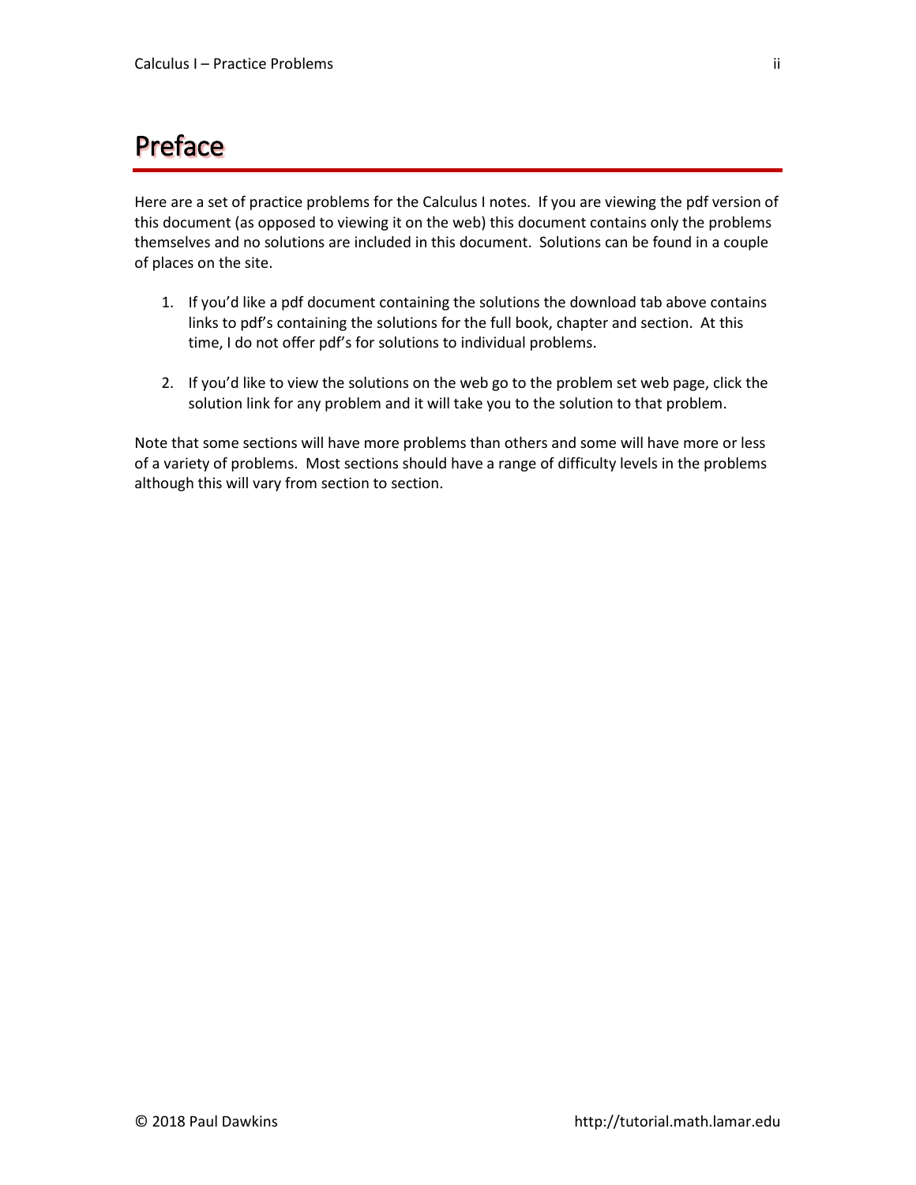# Preface

Here are a set of practice problems for the Calculus I notes. If you are viewing the pdf version of this document (as opposed to viewing it on the web) this document contains only the problems themselves and no solutions are included in this document. Solutions can be found in a couple of places on the site.

1. If you'd like a pdf document containing the solutions the download tab above contains links to pdf's containing the solutions for the full book, chapter and section. At this time, I do not offer pdf's for solutions to individual problems.

2. If you'd like to view the solutions on the web go to the problem set web page, click the solution link for any problem and it will take you to the solution to that problem.

Note that some sections will have more problems than others and some will have more or less of a variety of problems. Most sections should have a range of difficulty levels in the problems although this will vary from section to section.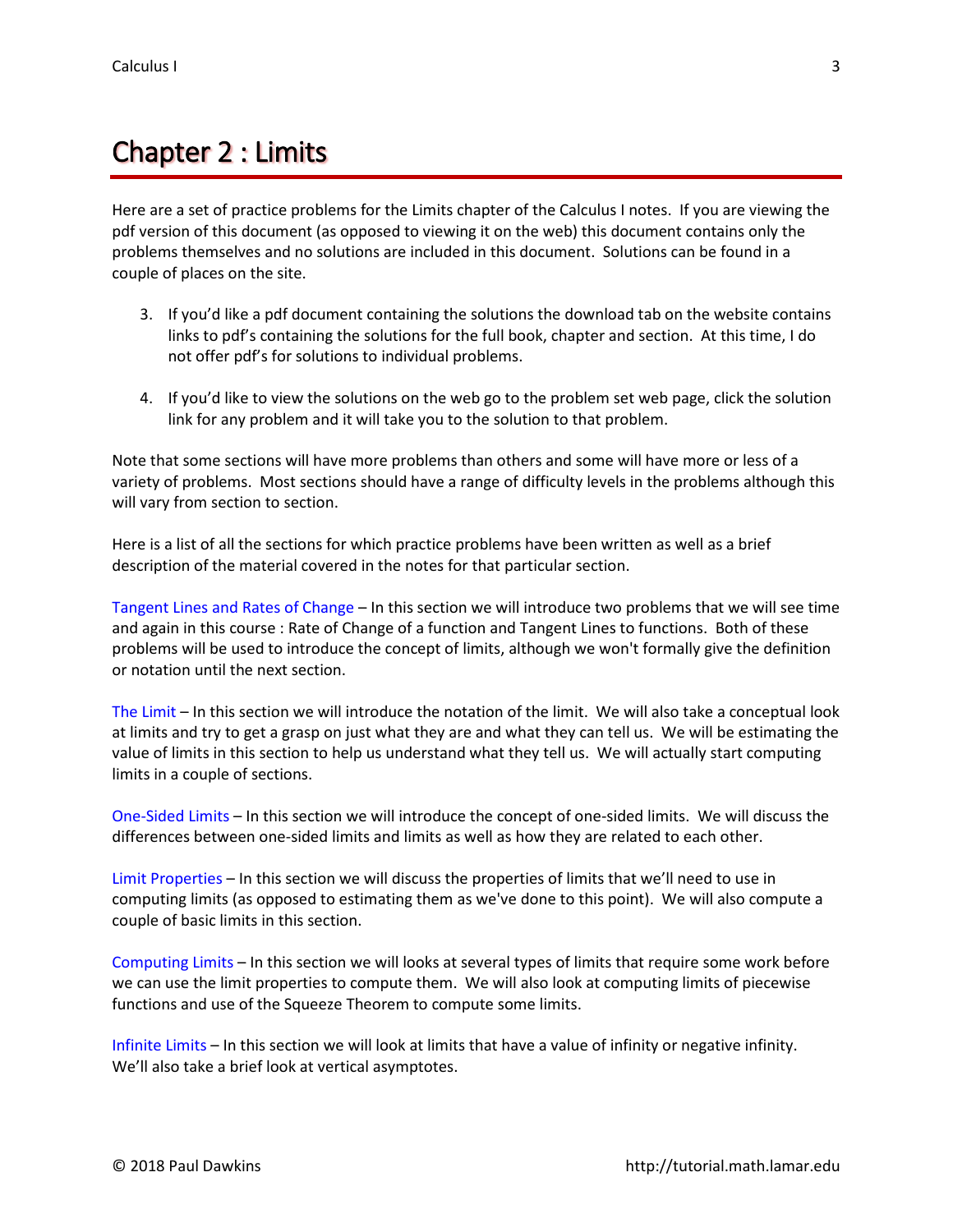# Chapter 2 : Limits

Here are a set of practice problems for the Limits chapter of the Calculus I notes. If you are viewing the pdf version of this document (as opposed to viewing it on the web) this document contains only the problems themselves and no solutions are included in this document. Solutions can be found in a couple of places on the site.

3. If you'd like a pdf document containing the solutions the download tab on the website contains links to pdf's containing the solutions for the full book, chapter and section. At this time, I do not offer pdf's for solutions to individual problems.

4. If you'd like to view the solutions on the web go to the problem set web page, click the solution link for any problem and it will take you to the solution to that problem.

Note that some sections will have more problems than others and some will have more or less of a variety of problems. Most sections should have a range of difficulty levels in the problems although this will vary from section to section.

Here is a list of all the sections for which practice problems have been written as well as a brief description of the material covered in the notes for that particular section.

Tangent Lines and Rates of Change – In this section we will introduce two problems that we will see time and again in this course : Rate of Change of a function and Tangent Lines to functions. Both of these problems will be used to introduce the concept of limits, although we won't formally give the definition or notation until the next section.

The Limit – In this section we will introduce the notation of the limit. We will also take a conceptual look at limits and try to get a grasp on just what they are and what they can tell us. We will be estimating the value of limits in this section to help us understand what they tell us. We will actually start computing limits in a couple of sections.

One-Sided Limits – In this section we will introduce the concept of one-sided limits. We will discuss the differences between one-sided limits and limits as well as how they are related to each other.

Limit Properties – In this section we will discuss the properties of limits that we'll need to use in computing limits (as opposed to estimating them as we've done to this point). We will also compute a couple of basic limits in this section.

Computing Limits – In this section we will looks at several types of limits that require some work before we can use the limit properties to compute them. We will also look at computing limits of piecewise functions and use of the Squeeze Theorem to compute some limits.

Infinite Limits – In this section we will look at limits that have a value of infinity or negative infinity. We'll also take a brief look at vertical asymptotes.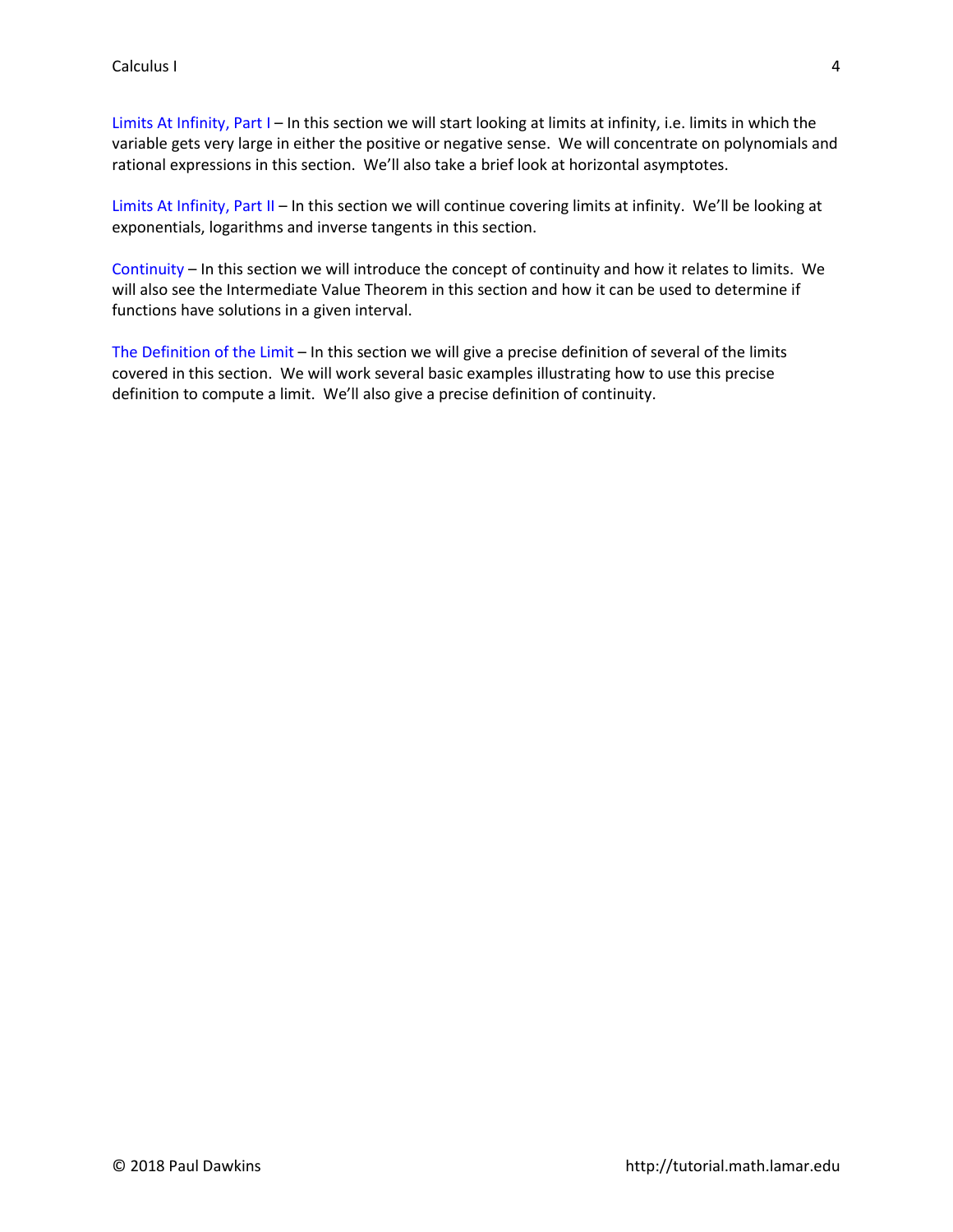Limits At Infinity, Part I – In this section we will start looking at limits at infinity, i.e. limits in which the variable gets very large in either the positive or negative sense. We will concentrate on polynomials and rational expressions in this section. We'll also take a brief look at horizontal asymptotes.

Limits At Infinity, Part II – In this section we will continue covering limits at infinity. We'll be looking at exponentials, logarithms and inverse tangents in this section.

Continuity – In this section we will introduce the concept of continuity and how it relates to limits. We will also see the Intermediate Value Theorem in this section and how it can be used to determine if functions have solutions in a given interval.

The Definition of the Limit – In this section we will give a precise definition of several of the limits covered in this section. We will work several basic examples illustrating how to use this precise definition to compute a limit. We'll also give a precise definition of continuity.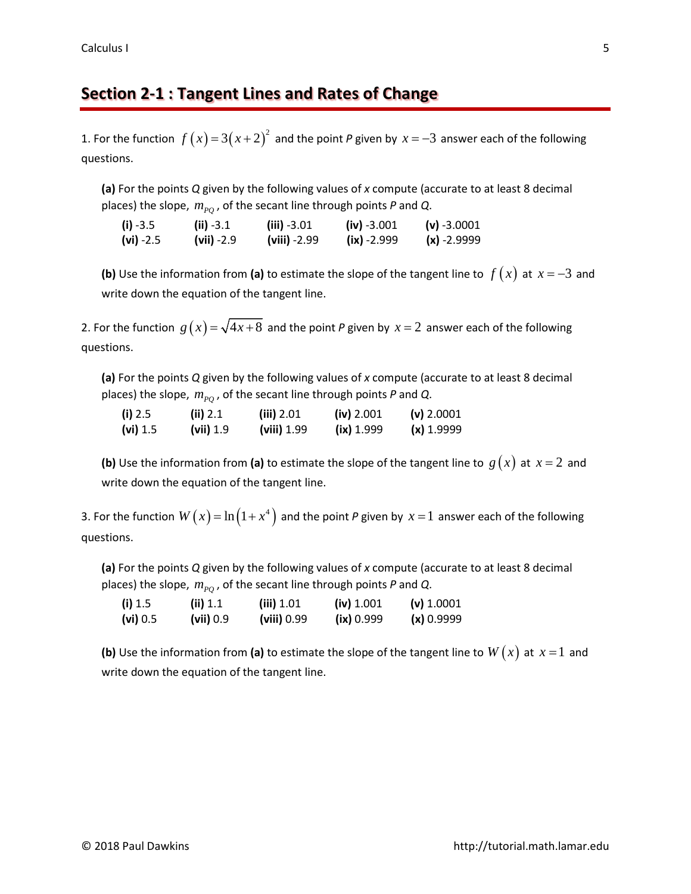# Section 2-1 : Tangent Lines and Rates of Change

1. For the function $f(x) = 3(x+2)^2$ and the point *P* given by $x = -3$ answer each of the following questions.

   **(a)** For the points *Q* given by the following values of *x* compute (accurate to at least 8 decimal places) the slope, $m_{PQ}$, of the secant line through points *P* and *Q*.

   | | | | | |
   |---|---|---|---|---|
   | **(i)** -3.5 | **(ii)** -3.1 | **(iii)** -3.01 | **(iv)** -3.001 | **(v)** -3.0001 |
   | **(vi)** -2.5 | **(vii)** -2.9 | **(viii)** -2.99 | **(ix)** -2.999 | **(x)** -2.9999 |

   **(b)** Use the information from **(a)** to estimate the slope of the tangent line to $f(x)$ at $x = -3$ and write down the equation of the tangent line.

2. For the function $g(x) = \sqrt{4x+8}$ and the point *P* given by $x = 2$ answer each of the following questions.

   **(a)** For the points *Q* given by the following values of *x* compute (accurate to at least 8 decimal places) the slope, $m_{PQ}$, of the secant line through points *P* and *Q*.

   | | | | | |
   |---|---|---|---|---|
   | **(i)** 2.5 | **(ii)** 2.1 | **(iii)** 2.01 | **(iv)** 2.001 | **(v)** 2.0001 |
   | **(vi)** 1.5 | **(vii)** 1.9 | **(viii)** 1.99 | **(ix)** 1.999 | **(x)** 1.9999 |

   **(b)** Use the information from **(a)** to estimate the slope of the tangent line to $g(x)$ at $x = 2$ and write down the equation of the tangent line.

3. For the function $W(x) = \ln(1+x^4)$ and the point *P* given by $x = 1$ answer each of the following questions.

   **(a)** For the points *Q* given by the following values of *x* compute (accurate to at least 8 decimal places) the slope, $m_{PQ}$, of the secant line through points *P* and *Q*.

   | | | | | |
   |---|---|---|---|---|
   | **(i)** 1.5 | **(ii)** 1.1 | **(iii)** 1.01 | **(iv)** 1.001 | **(v)** 1.0001 |
   | **(vi)** 0.5 | **(vii)** 0.9 | **(viii)** 0.99 | **(ix)** 0.999 | **(x)** 0.9999 |

   **(b)** Use the information from **(a)** to estimate the slope of the tangent line to $W(x)$ at $x = 1$ and write down the equation of the tangent line.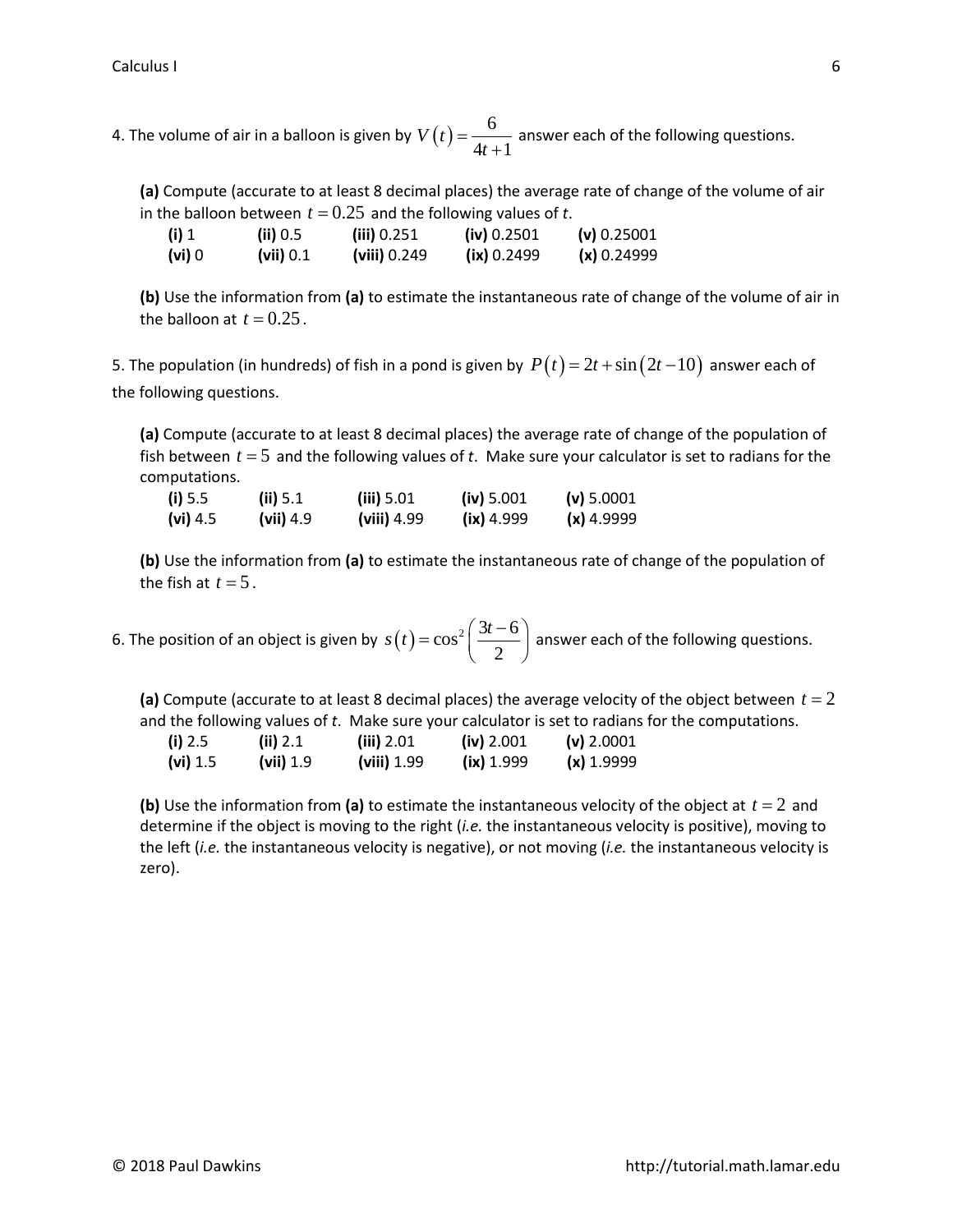4. The volume of air in a balloon is given by $V\left(t\right)=\dfrac{6}{4t+1}$ answer each of the following questions.

**(a)** Compute (accurate to at least 8 decimal places) the average rate of change of the volume of air in the balloon between $t = 0.25$ and the following values of *t*.

| | | | | |
|---|---|---|---|---|
| **(i)** 1 | **(ii)** 0.5 | **(iii)** 0.251 | **(iv)** 0.2501 | **(v)** 0.25001 |
| **(vi)** 0 | **(vii)** 0.1 | **(viii)** 0.249 | **(ix)** 0.2499 | **(x)** 0.24999 |

**(b)** Use the information from **(a)** to estimate the instantaneous rate of change of the volume of air in the balloon at $t = 0.25$.

5. The population (in hundreds) of fish in a pond is given by $P\left(t\right)=2t+\sin\left(2t-10\right)$ answer each of the following questions.

**(a)** Compute (accurate to at least 8 decimal places) the average rate of change of the population of fish between $t = 5$ and the following values of *t*. Make sure your calculator is set to radians for the computations.

| | | | | |
|---|---|---|---|---|
| **(i)** 5.5 | **(ii)** 5.1 | **(iii)** 5.01 | **(iv)** 5.001 | **(v)** 5.0001 |
| **(vi)** 4.5 | **(vii)** 4.9 | **(viii)** 4.99 | **(ix)** 4.999 | **(x)** 4.9999 |

**(b)** Use the information from **(a)** to estimate the instantaneous rate of change of the population of the fish at $t = 5$.

6. The position of an object is given by $s\left(t\right)=\cos^{2}\left(\dfrac{3t-6}{2}\right)$ answer each of the following questions.

**(a)** Compute (accurate to at least 8 decimal places) the average velocity of the object between $t = 2$ and the following values of *t*. Make sure your calculator is set to radians for the computations.

| | | | | |
|---|---|---|---|---|
| **(i)** 2.5 | **(ii)** 2.1 | **(iii)** 2.01 | **(iv)** 2.001 | **(v)** 2.0001 |
| **(vi)** 1.5 | **(vii)** 1.9 | **(viii)** 1.99 | **(ix)** 1.999 | **(x)** 1.9999 |

**(b)** Use the information from **(a)** to estimate the instantaneous velocity of the object at $t = 2$ and determine if the object is moving to the right (*i.e.* the instantaneous velocity is positive), moving to the left (*i.e.* the instantaneous velocity is negative), or not moving (*i.e.* the instantaneous velocity is zero).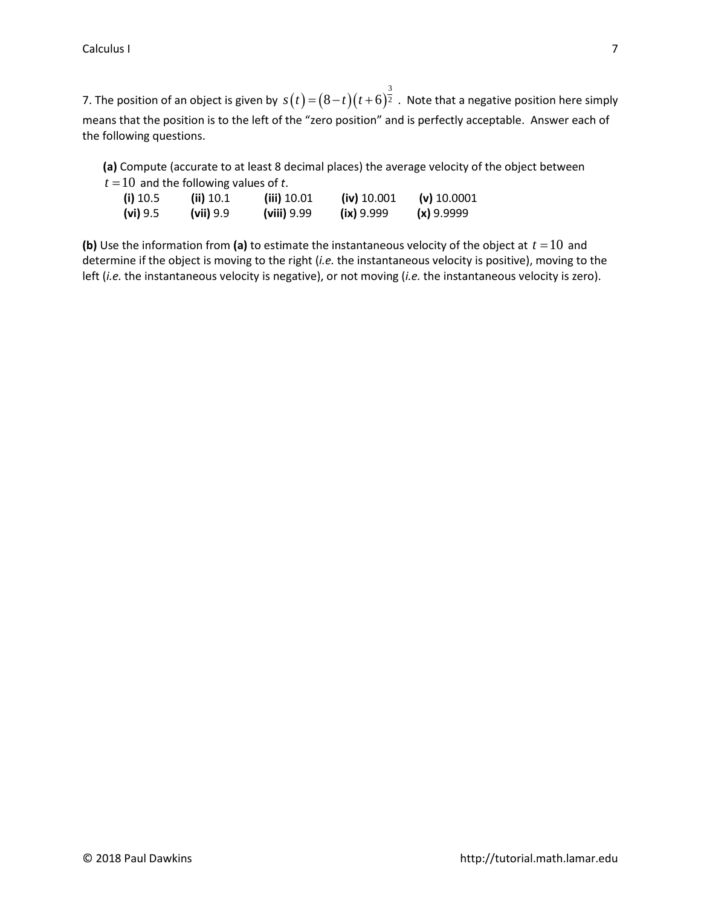7. The position of an object is given by $s(t) = (8-t)(t+6)^{\frac{3}{2}}$ . Note that a negative position here simply means that the position is to the left of the "zero position" and is perfectly acceptable. Answer each of the following questions.

**(a)** Compute (accurate to at least 8 decimal places) the average velocity of the object between $t = 10$ and the following values of *t*.

| | | | | |
|---|---|---|---|---|
| **(i)** 10.5 | **(ii)** 10.1 | **(iii)** 10.01 | **(iv)** 10.001 | **(v)** 10.0001 |
| **(vi)** 9.5 | **(vii)** 9.9 | **(viii)** 9.99 | **(ix)** 9.999 | **(x)** 9.9999 |

**(b)** Use the information from **(a)** to estimate the instantaneous velocity of the object at $t = 10$ and determine if the object is moving to the right (*i.e.* the instantaneous velocity is positive), moving to the left (*i.e.* the instantaneous velocity is negative), or not moving (*i.e.* the instantaneous velocity is zero).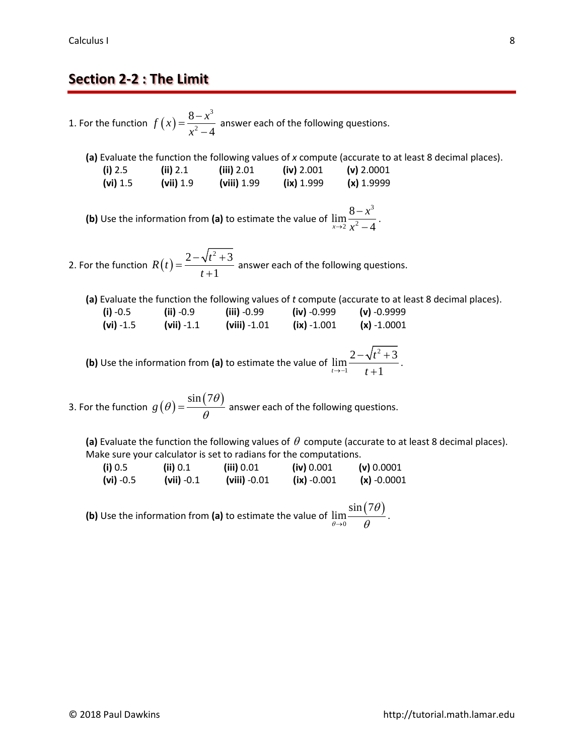## Section 2-2 : The Limit

1. For the function $f(x) = \dfrac{8 - x^3}{x^2 - 4}$ answer each of the following questions.

**(a)** Evaluate the function the following values of $x$ compute (accurate to at least 8 decimal places).

| | | | | |
|---|---|---|---|---|
| **(i)** 2.5 | **(ii)** 2.1 | **(iii)** 2.01 | **(iv)** 2.001 | **(v)** 2.0001 |
| **(vi)** 1.5 | **(vii)** 1.9 | **(viii)** 1.99 | **(ix)** 1.999 | **(x)** 1.9999 |

**(b)** Use the information from **(a)** to estimate the value of $\displaystyle\lim_{x \to 2} \frac{8 - x^3}{x^2 - 4}$.

2. For the function $R(t) = \dfrac{2 - \sqrt{t^2 + 3}}{t + 1}$ answer each of the following questions.

**(a)** Evaluate the function the following values of $t$ compute (accurate to at least 8 decimal places).

| | | | | |
|---|---|---|---|---|
| **(i)** -0.5 | **(ii)** -0.9 | **(iii)** -0.99 | **(iv)** -0.999 | **(v)** -0.9999 |
| **(vi)** -1.5 | **(vii)** -1.1 | **(viii)** -1.01 | **(ix)** -1.001 | **(x)** -1.0001 |

**(b)** Use the information from **(a)** to estimate the value of $\displaystyle\lim_{t \to -1} \frac{2 - \sqrt{t^2 + 3}}{t + 1}$.

3. For the function $g(\theta) = \dfrac{\sin(7\theta)}{\theta}$ answer each of the following questions.

**(a)** Evaluate the function the following values of $\theta$ compute (accurate to at least 8 decimal places). Make sure your calculator is set to radians for the computations.

| | | | | |
|---|---|---|---|---|
| **(i)** 0.5 | **(ii)** 0.1 | **(iii)** 0.01 | **(iv)** 0.001 | **(v)** 0.0001 |
| **(vi)** -0.5 | **(vii)** -0.1 | **(viii)** -0.01 | **(ix)** -0.001 | **(x)** -0.0001 |

**(b)** Use the information from **(a)** to estimate the value of $\displaystyle\lim_{\theta \to 0} \frac{\sin(7\theta)}{\theta}$.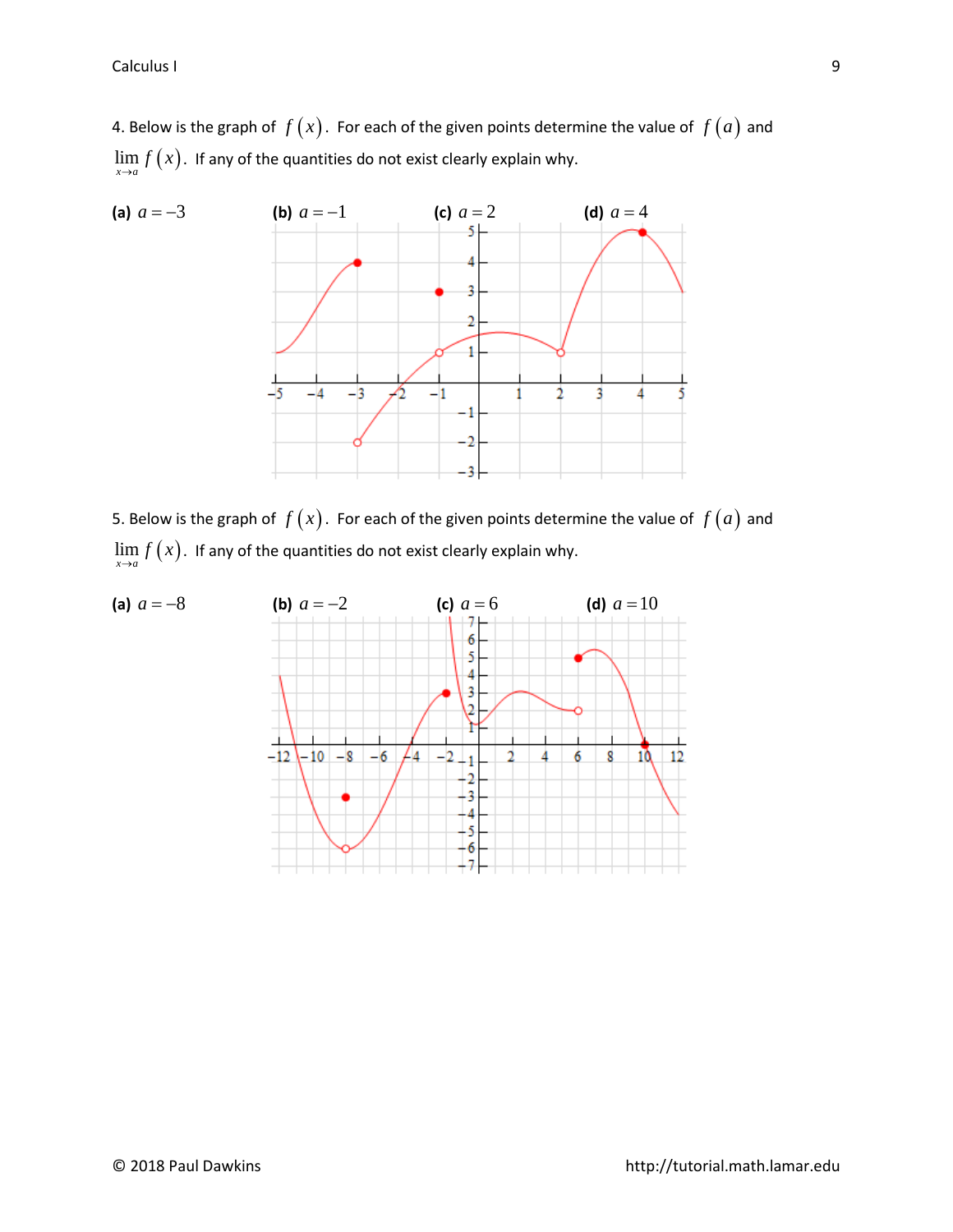4. Below is the graph of $f(x)$. For each of the given points determine the value of $f(a)$ and $\lim\limits_{x \to a} f(x)$. If any of the quantities do not exist clearly explain why.

**(a)** $a = -3$ **(b)** $a = -1$ **(c)** $a = 2$ **(d)** $a = 4$

5. Below is the graph of $f(x)$. For each of the given points determine the value of $f(a)$ and $\lim\limits_{x \to a} f(x)$. If any of the quantities do not exist clearly explain why.

**(a)** $a = -8$ **(b)** $a = -2$ **(c)** $a = 6$ **(d)** $a = 10$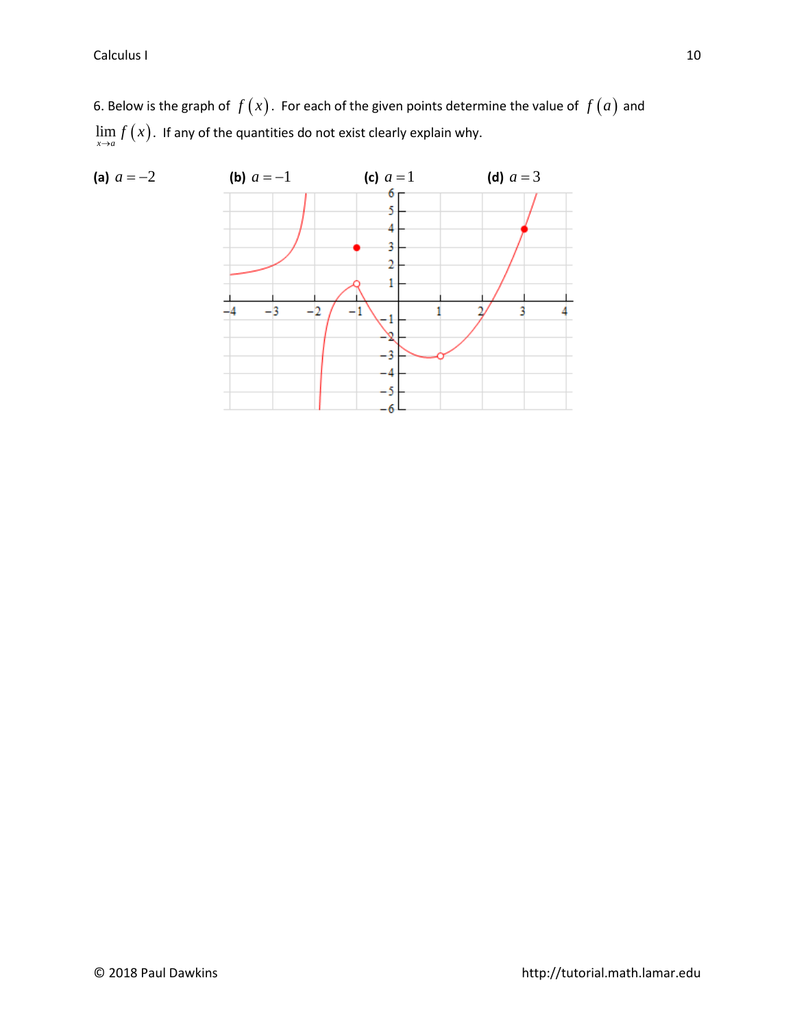6. Below is the graph of $f(x)$. For each of the given points determine the value of $f(a)$ and $\lim\limits_{x \to a} f(x)$. If any of the quantities do not exist clearly explain why.

**(a)** $a = -2$  **(b)** $a = -1$  **(c)** $a = 1$  **(d)** $a = 3$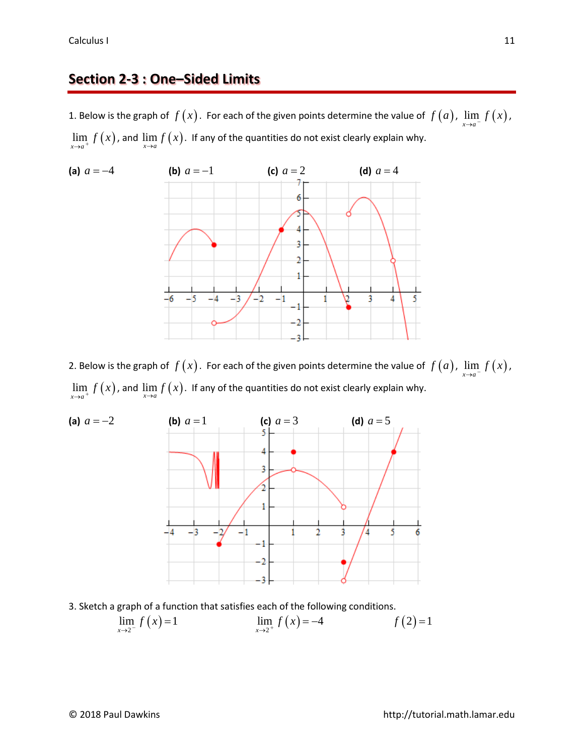## Section 2-3 : One–Sided Limits

1. Below is the graph of $f(x)$. For each of the given points determine the value of $f(a)$, $\lim\limits_{x \to a^-} f(x)$, $\lim\limits_{x \to a^+} f(x)$, and $\lim\limits_{x \to a} f(x)$. If any of the quantities do not exist clearly explain why.

**(a)** $a = -4$ **(b)** $a = -1$ **(c)** $a = 2$ **(d)** $a = 4$

2. Below is the graph of $f(x)$. For each of the given points determine the value of $f(a)$, $\lim\limits_{x \to a^-} f(x)$, $\lim\limits_{x \to a^+} f(x)$, and $\lim\limits_{x \to a} f(x)$. If any of the quantities do not exist clearly explain why.

**(a)** $a = -2$ **(b)** $a = 1$ **(c)** $a = 3$ **(d)** $a = 5$

3. Sketch a graph of a function that satisfies each of the following conditions.

$$\lim_{x \to 2^-} f(x) = 1 \qquad \lim_{x \to 2^+} f(x) = -4 \qquad f(2) = 1$$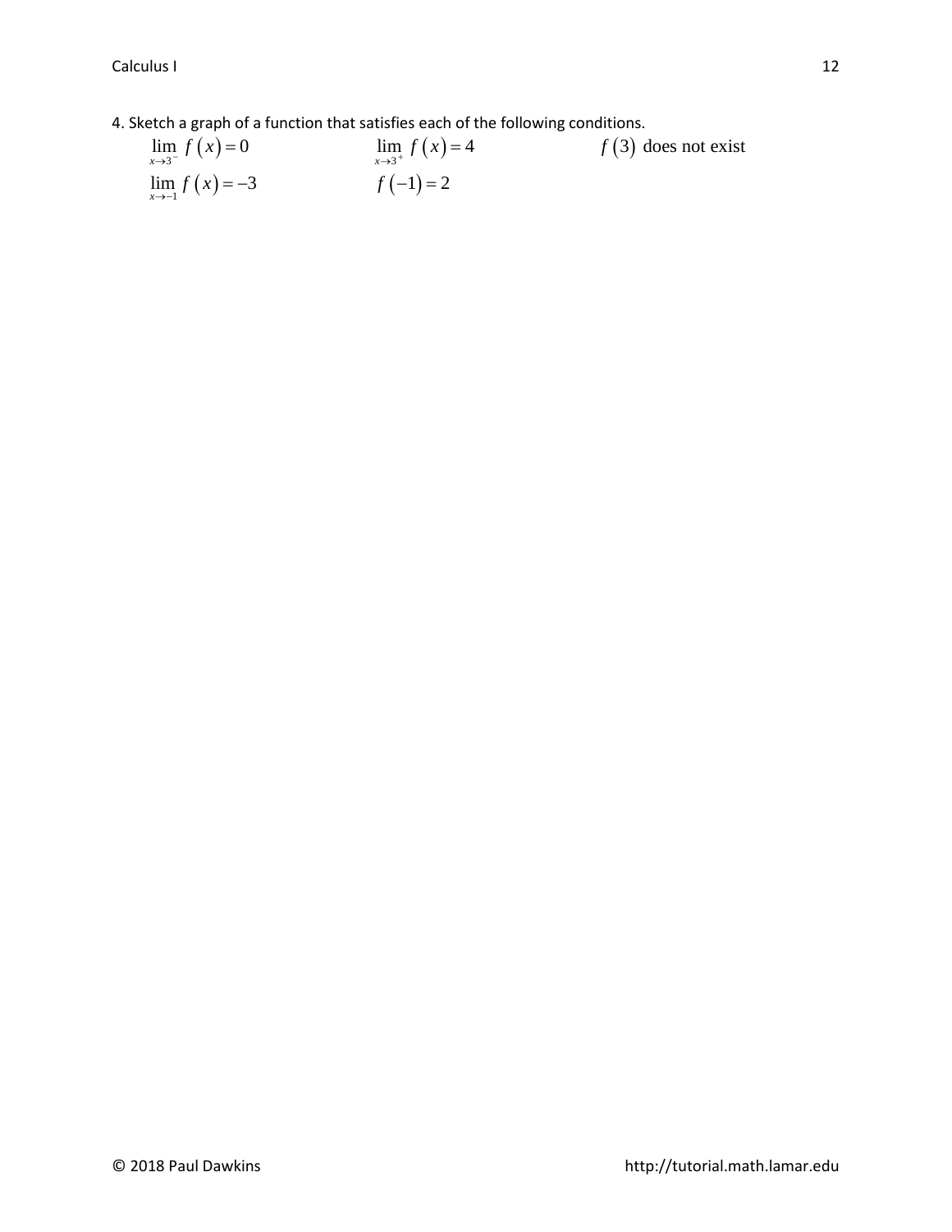4. Sketch a graph of a function that satisfies each of the following conditions.

$\lim\limits_{x \to 3^-} f(x) = 0$ $\qquad$ $\lim\limits_{x \to 3^+} f(x) = 4$ $\qquad$ $f(3)$ does not exist

$\lim\limits_{x \to -1} f(x) = -3$ $\qquad$ $f(-1) = 2$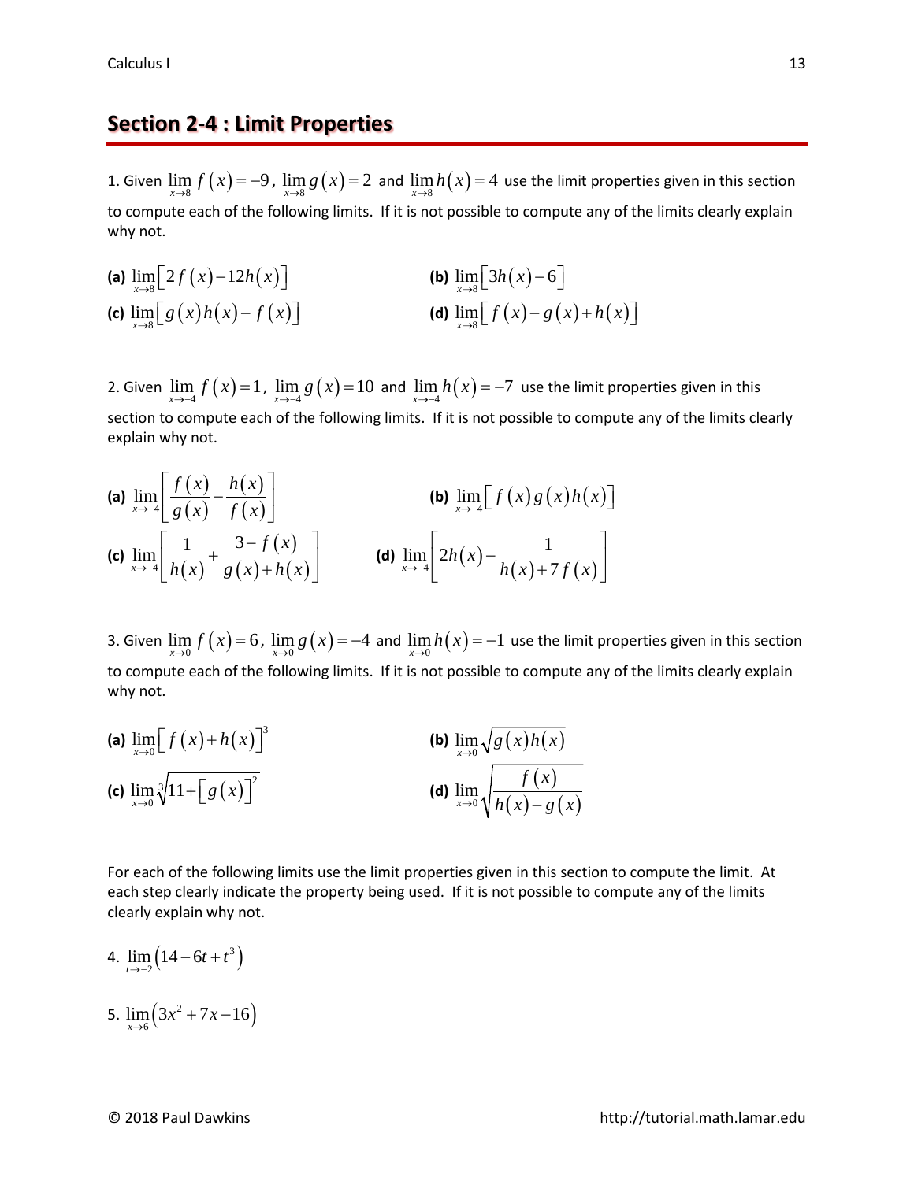## Section 2-4 : Limit Properties

1. Given $\lim\limits_{x \to 8} f(x) = -9$, $\lim\limits_{x \to 8} g(x) = 2$ and $\lim\limits_{x \to 8} h(x) = 4$ use the limit properties given in this section to compute each of the following limits. If it is not possible to compute any of the limits clearly explain why not.

**(a)** $\lim\limits_{x \to 8} \left[ 2f(x) - 12h(x) \right]$

**(b)** $\lim\limits_{x \to 8} \left[ 3h(x) - 6 \right]$

**(c)** $\lim\limits_{x \to 8} \left[ g(x)h(x) - f(x) \right]$

**(d)** $\lim\limits_{x \to 8} \left[ f(x) - g(x) + h(x) \right]$

2. Given $\lim\limits_{x \to -4} f(x) = 1$, $\lim\limits_{x \to -4} g(x) = 10$ and $\lim\limits_{x \to -4} h(x) = -7$ use the limit properties given in this section to compute each of the following limits. If it is not possible to compute any of the limits clearly explain why not.

**(a)** $\lim\limits_{x \to -4} \left[ \dfrac{f(x)}{g(x)} - \dfrac{h(x)}{f(x)} \right]$

**(b)** $\lim\limits_{x \to -4} \left[ f(x)g(x)h(x) \right]$

**(c)** $\lim\limits_{x \to -4} \left[ \dfrac{1}{h(x)} + \dfrac{3 - f(x)}{g(x) + h(x)} \right]$

**(d)** $\lim\limits_{x \to -4} \left[ 2h(x) - \dfrac{1}{h(x) + 7f(x)} \right]$

3. Given $\lim\limits_{x \to 0} f(x) = 6$, $\lim\limits_{x \to 0} g(x) = -4$ and $\lim\limits_{x \to 0} h(x) = -1$ use the limit properties given in this section to compute each of the following limits. If it is not possible to compute any of the limits clearly explain why not.

**(a)** $\lim\limits_{x \to 0} \left[ f(x) + h(x) \right]^3$

**(b)** $\lim\limits_{x \to 0} \sqrt{g(x)h(x)}$

**(c)** $\lim\limits_{x \to 0} \sqrt[3]{11 + \left[ g(x) \right]^2}$

**(d)** $\lim\limits_{x \to 0} \sqrt{\dfrac{f(x)}{h(x) - g(x)}}$

For each of the following limits use the limit properties given in this section to compute the limit. At each step clearly indicate the property being used. If it is not possible to compute any of the limits clearly explain why not.

4. $\lim\limits_{t \to -2} \left( 14 - 6t + t^3 \right)$

5. $\lim\limits_{x \to 6} \left( 3x^2 + 7x - 16 \right)$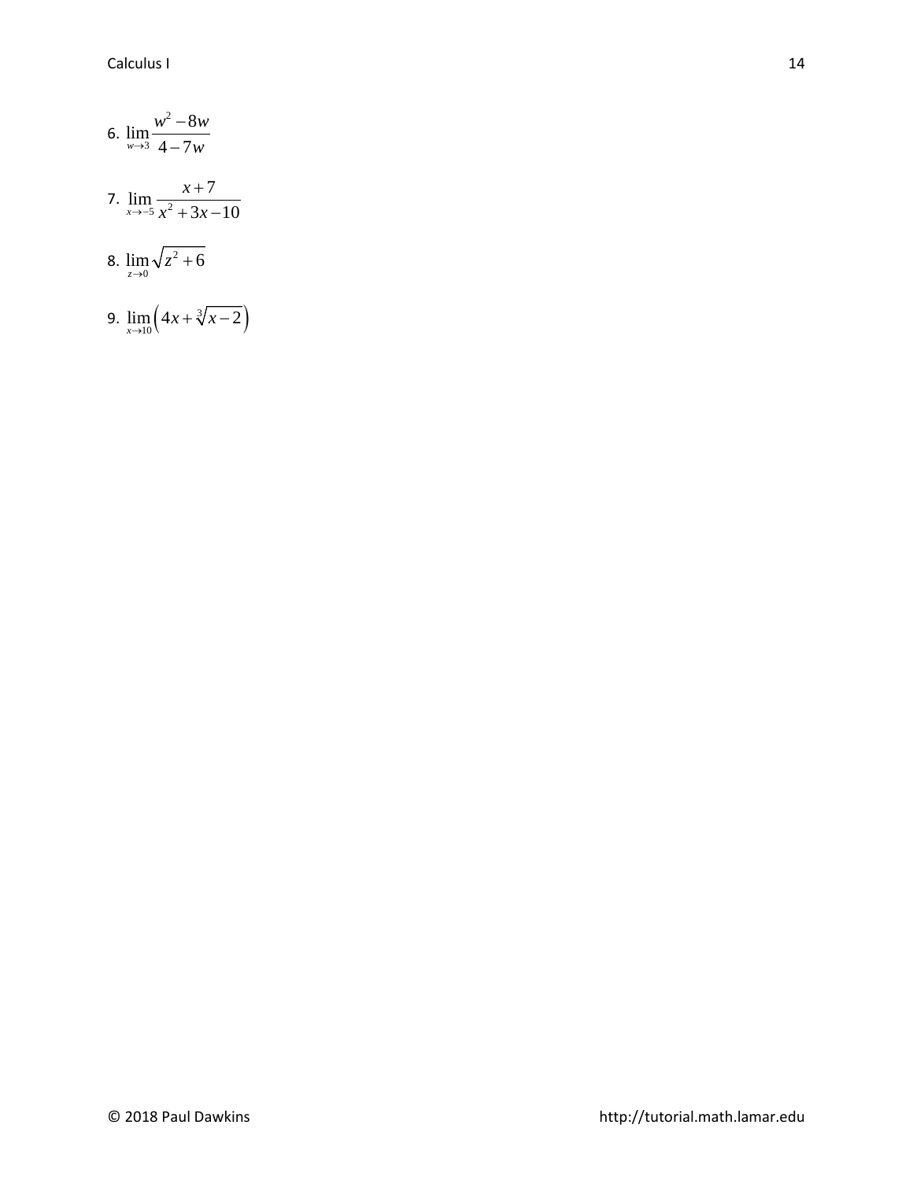6. $\lim\limits_{w \to 3} \dfrac{w^2 - 8w}{4 - 7w}$

7. $\lim\limits_{x \to -5} \dfrac{x + 7}{x^2 + 3x - 10}$

8. $\lim\limits_{z \to 0} \sqrt{z^2 + 6}$

9. $\lim\limits_{x \to 10} \left( 4x + \sqrt[3]{x - 2} \right)$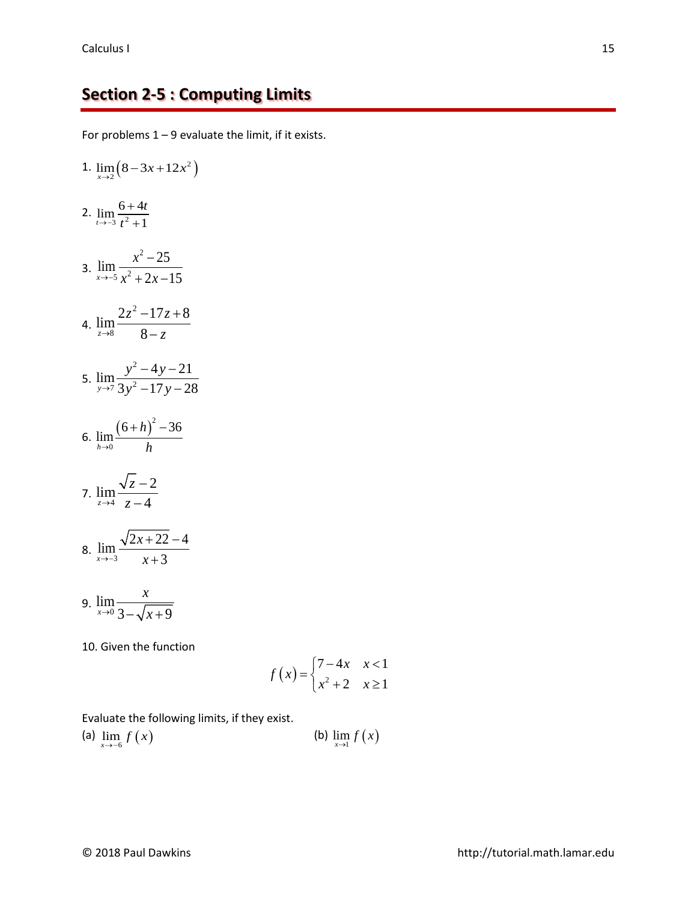## Section 2-5 : Computing Limits

For problems 1 – 9 evaluate the limit, if it exists.

1. $\lim\limits_{x \to 2} \left( 8 - 3x + 12x^2 \right)$

2. $\lim\limits_{t \to -3} \dfrac{6 + 4t}{t^2 + 1}$

3. $\lim\limits_{x \to -5} \dfrac{x^2 - 25}{x^2 + 2x - 15}$

4. $\lim\limits_{z \to 8} \dfrac{2z^2 - 17z + 8}{8 - z}$

5. $\lim\limits_{y \to 7} \dfrac{y^2 - 4y - 21}{3y^2 - 17y - 28}$

6. $\lim\limits_{h \to 0} \dfrac{(6 + h)^2 - 36}{h}$

7. $\lim\limits_{z \to 4} \dfrac{\sqrt{z} - 2}{z - 4}$

8. $\lim\limits_{x \to -3} \dfrac{\sqrt{2x + 22} - 4}{x + 3}$

9. $\lim\limits_{x \to 0} \dfrac{x}{3 - \sqrt{x + 9}}$

10. Given the function

$$f(x) = \begin{cases} 7 - 4x & x < 1 \\ x^2 + 2 & x \geq 1 \end{cases}$$

Evaluate the following limits, if they exist.

(a) $\lim\limits_{x \to -6} f(x)$

(b) $\lim\limits_{x \to 1} f(x)$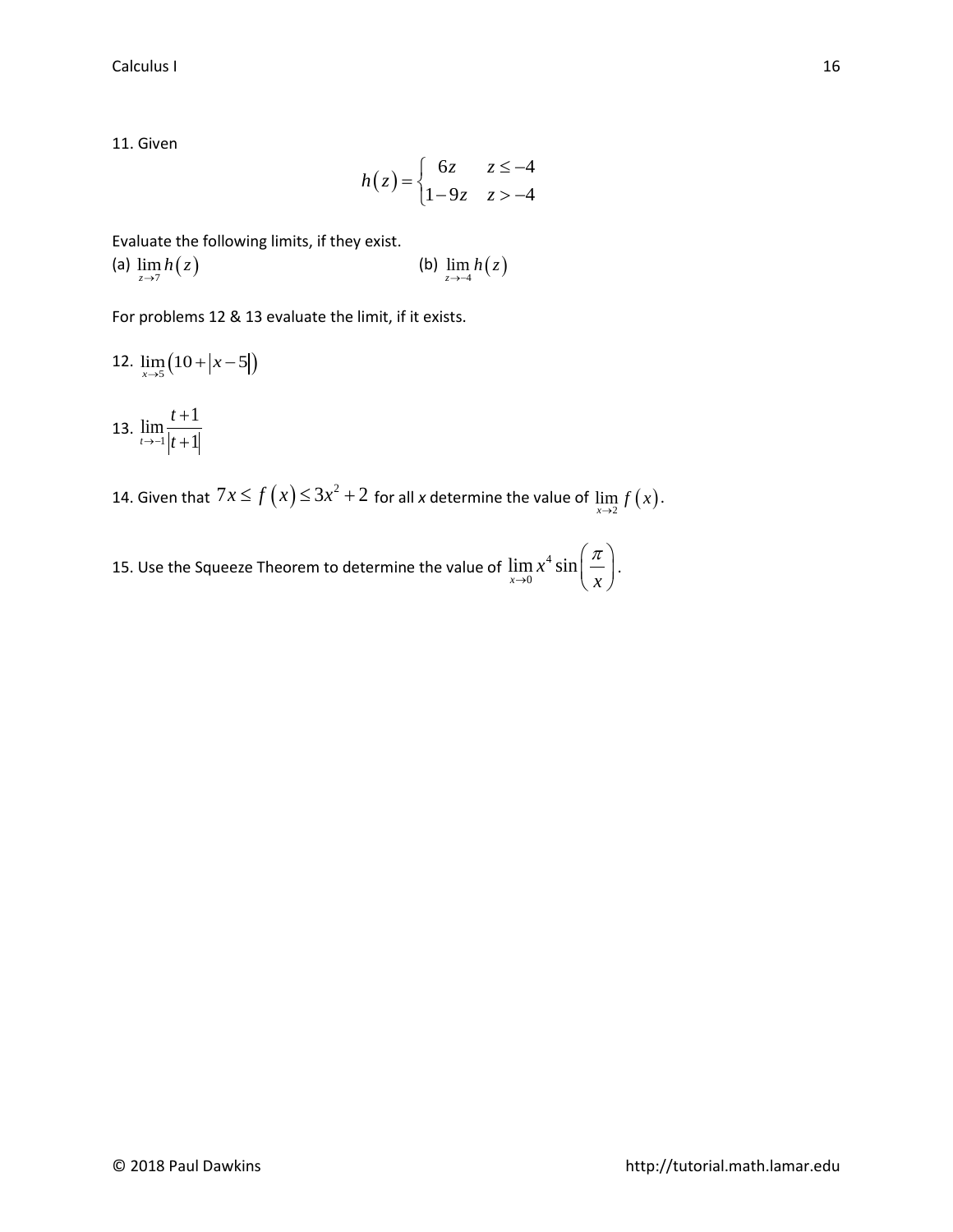11. Given

$$h(z) = \begin{cases} 6z & z \le -4 \\ 1 - 9z & z > -4 \end{cases}$$

Evaluate the following limits, if they exist.

(a) $\lim\limits_{z \to 7} h(z)$ (b) $\lim\limits_{z \to -4} h(z)$

For problems 12 & 13 evaluate the limit, if it exists.

12. $\lim\limits_{x \to 5} \left(10 + |x - 5|\right)$

13. $\lim\limits_{t \to -1} \dfrac{t+1}{|t+1|}$

14. Given that $7x \le f(x) \le 3x^2 + 2$ for all *x* determine the value of $\lim\limits_{x \to 2} f(x)$.

15. Use the Squeeze Theorem to determine the value of $\lim\limits_{x \to 0} x^4 \sin\left(\dfrac{\pi}{x}\right)$.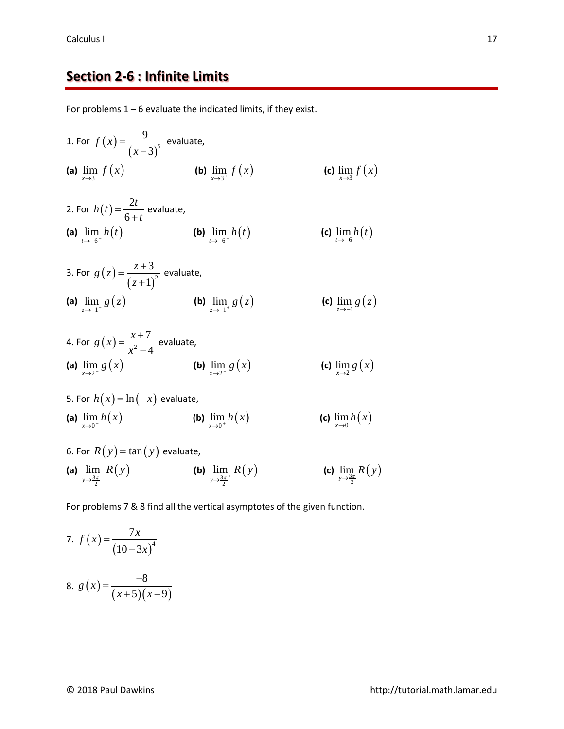## Section 2-6 : Infinite Limits

For problems 1 – 6 evaluate the indicated limits, if they exist.

1. For $f\left(x\right)=\dfrac{9}{\left(x-3\right)^{5}}$ evaluate,

**(a)** $\displaystyle\lim_{x\to 3^-} f\left(x\right)$  **(b)** $\displaystyle\lim_{x\to 3^+} f\left(x\right)$  **(c)** $\displaystyle\lim_{x\to 3} f\left(x\right)$

2. For $h\left(t\right)=\dfrac{2t}{6+t}$ evaluate,

**(a)** $\displaystyle\lim_{t\to -6^-} h\left(t\right)$  **(b)** $\displaystyle\lim_{t\to -6^+} h\left(t\right)$  **(c)** $\displaystyle\lim_{t\to -6} h\left(t\right)$

3. For $g\left(z\right)=\dfrac{z+3}{\left(z+1\right)^{2}}$ evaluate,

**(a)** $\displaystyle\lim_{z\to -1^-} g\left(z\right)$  **(b)** $\displaystyle\lim_{z\to -1^+} g\left(z\right)$  **(c)** $\displaystyle\lim_{z\to -1} g\left(z\right)$

4. For $g\left(x\right)=\dfrac{x+7}{x^{2}-4}$ evaluate,

**(a)** $\displaystyle\lim_{x\to 2^-} g\left(x\right)$  **(b)** $\displaystyle\lim_{x\to 2^+} g\left(x\right)$  **(c)** $\displaystyle\lim_{x\to 2} g\left(x\right)$

5. For $h\left(x\right)=\ln\left(-x\right)$ evaluate,

**(a)** $\displaystyle\lim_{x\to 0^-} h\left(x\right)$  **(b)** $\displaystyle\lim_{x\to 0^+} h\left(x\right)$  **(c)** $\displaystyle\lim_{x\to 0} h\left(x\right)$

6. For $R\left(y\right)=\tan\left(y\right)$ evaluate,

**(a)** $\displaystyle\lim_{y\to \frac{3\pi}{2}^-} R\left(y\right)$  **(b)** $\displaystyle\lim_{y\to \frac{3\pi}{2}^+} R\left(y\right)$  **(c)** $\displaystyle\lim_{y\to \frac{3\pi}{2}} R\left(y\right)$

For problems 7 & 8 find all the vertical asymptotes of the given function.

7. $f\left(x\right)=\dfrac{7x}{\left(10-3x\right)^{4}}$

8. $g\left(x\right)=\dfrac{-8}{\left(x+5\right)\left(x-9\right)}$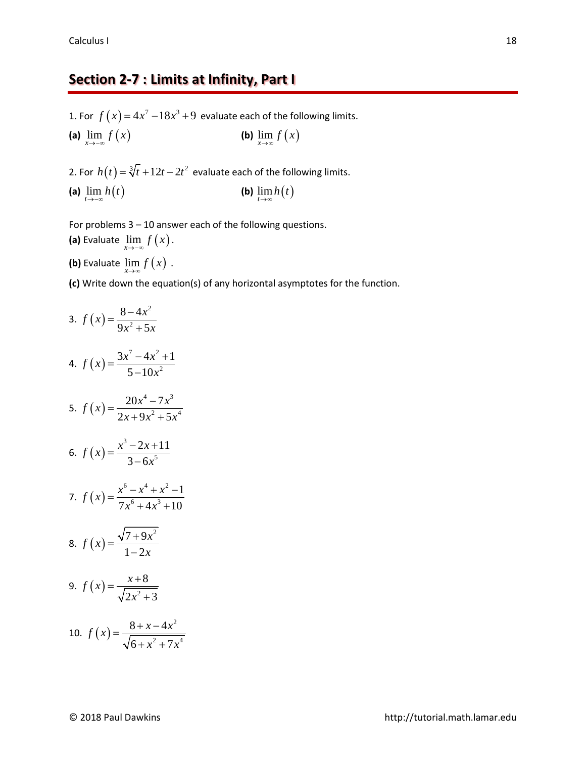## Section 2-7 : Limits at Infinity, Part I

1. For $f(x) = 4x^7 - 18x^3 + 9$ evaluate each of the following limits.

**(a)** $\displaystyle\lim_{x \to -\infty} f(x)$ **(b)** $\displaystyle\lim_{x \to \infty} f(x)$

2. For $h(t) = \sqrt[3]{t} + 12t - 2t^2$ evaluate each of the following limits.

**(a)** $\displaystyle\lim_{t \to -\infty} h(t)$ **(b)** $\displaystyle\lim_{t \to \infty} h(t)$

For problems 3 – 10 answer each of the following questions.

**(a)** Evaluate $\displaystyle\lim_{x \to -\infty} f(x)$.

**(b)** Evaluate $\displaystyle\lim_{x \to \infty} f(x)$.

**(c)** Write down the equation(s) of any horizontal asymptotes for the function.

3. $f(x) = \dfrac{8 - 4x^2}{9x^2 + 5x}$

4. $f(x) = \dfrac{3x^7 - 4x^2 + 1}{5 - 10x^2}$

5. $f(x) = \dfrac{20x^4 - 7x^3}{2x + 9x^2 + 5x^4}$

6. $f(x) = \dfrac{x^3 - 2x + 11}{3 - 6x^5}$

7. $f(x) = \dfrac{x^6 - x^4 + x^2 - 1}{7x^6 + 4x^3 + 10}$

8. $f(x) = \dfrac{\sqrt{7 + 9x^2}}{1 - 2x}$

9. $f(x) = \dfrac{x + 8}{\sqrt{2x^2 + 3}}$

10. $f(x) = \dfrac{8 + x - 4x^2}{\sqrt{6 + x^2 + 7x^4}}$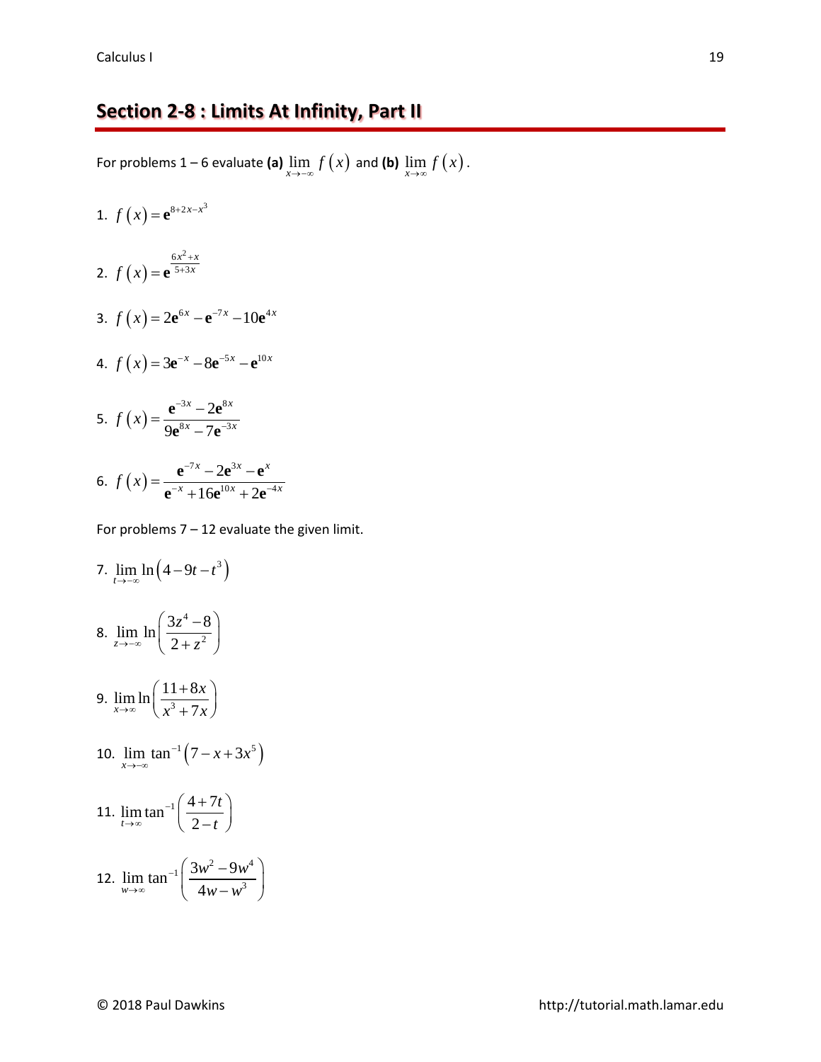## Section 2-8 : Limits At Infinity, Part II

For problems 1 – 6 evaluate **(a)** $\lim\limits_{x\to -\infty} f(x)$ and **(b)** $\lim\limits_{x\to \infty} f(x)$.

1. $f(x) = \mathbf{e}^{8+2x-x^3}$

2. $f(x) = \mathbf{e}^{\frac{6x^2+x}{5+3x}}$

3. $f(x) = 2\mathbf{e}^{6x} - \mathbf{e}^{-7x} - 10\mathbf{e}^{4x}$

4. $f(x) = 3\mathbf{e}^{-x} - 8\mathbf{e}^{-5x} - \mathbf{e}^{10x}$

5. $f(x) = \dfrac{\mathbf{e}^{-3x} - 2\mathbf{e}^{8x}}{9\mathbf{e}^{8x} - 7\mathbf{e}^{-3x}}$

6. $f(x) = \dfrac{\mathbf{e}^{-7x} - 2\mathbf{e}^{3x} - \mathbf{e}^{x}}{\mathbf{e}^{-x} + 16\mathbf{e}^{10x} + 2\mathbf{e}^{-4x}}$

For problems 7 – 12 evaluate the given limit.

7. $\lim\limits_{t\to -\infty} \ln\left(4 - 9t - t^3\right)$

8. $\lim\limits_{z\to -\infty} \ln\left(\dfrac{3z^4 - 8}{2 + z^2}\right)$

9. $\lim\limits_{x\to \infty} \ln\left(\dfrac{11 + 8x}{x^3 + 7x}\right)$

10. $\lim\limits_{x\to -\infty} \tan^{-1}\left(7 - x + 3x^5\right)$

11. $\lim\limits_{t\to \infty} \tan^{-1}\left(\dfrac{4 + 7t}{2 - t}\right)$

12. $\lim\limits_{w\to \infty} \tan^{-1}\left(\dfrac{3w^2 - 9w^4}{4w - w^3}\right)$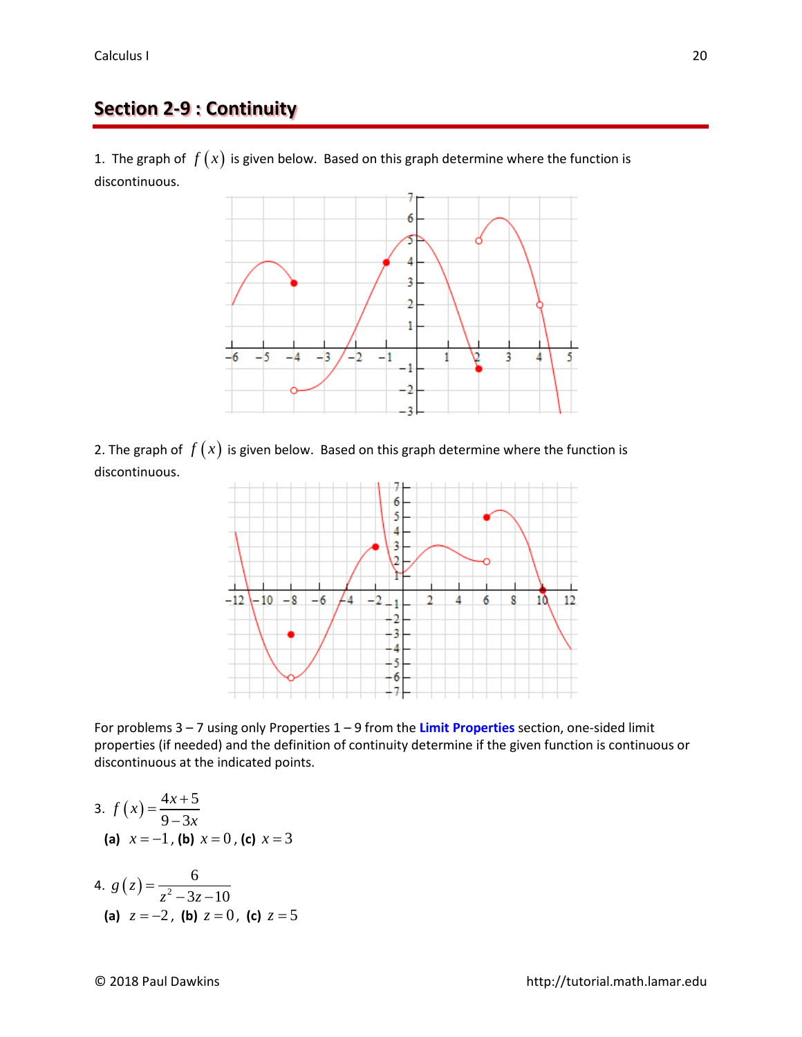## Section 2-9 : Continuity

1. The graph of $f(x)$ is given below. Based on this graph determine where the function is discontinuous.

2. The graph of $f(x)$ is given below. Based on this graph determine where the function is discontinuous.

For problems 3 – 7 using only Properties 1 – 9 from the **Limit Properties** section, one-sided limit properties (if needed) and the definition of continuity determine if the given function is continuous or discontinuous at the indicated points.

3. $f(x) = \dfrac{4x+5}{9-3x}$

**(a)** $x = -1$, **(b)** $x = 0$, **(c)** $x = 3$

4. $g(z) = \dfrac{6}{z^2 - 3z - 10}$

**(a)** $z = -2$, **(b)** $z = 0$, **(c)** $z = 5$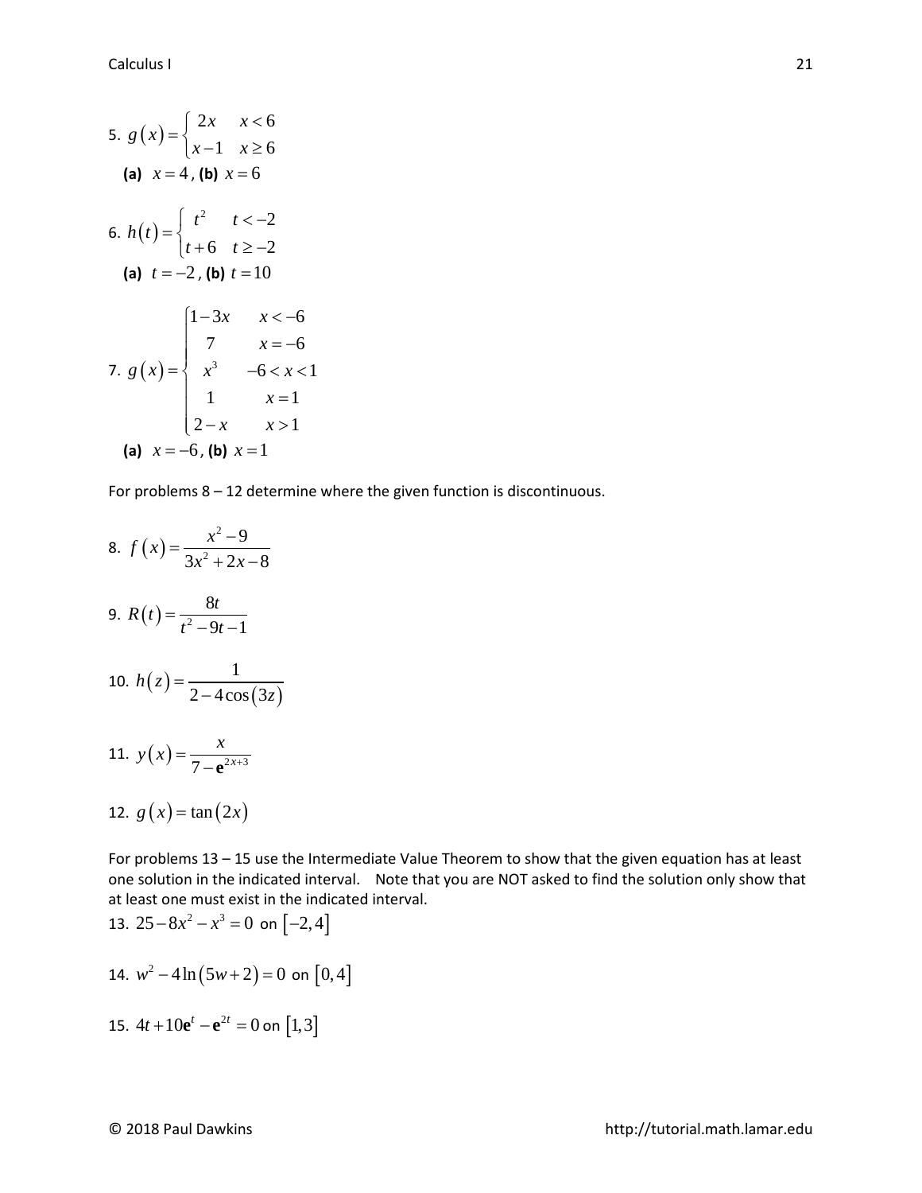5. $g(x) = \begin{cases} 2x & x < 6 \\ x-1 & x \ge 6 \end{cases}$

**(a)** $x = 4$, **(b)** $x = 6$

6. $h(t) = \begin{cases} t^2 & t < -2 \\ t+6 & t \ge -2 \end{cases}$

**(a)** $t = -2$, **(b)** $t = 10$

7. $g(x) = \begin{cases} 1-3x & x < -6 \\ 7 & x = -6 \\ x^3 & -6 < x < 1 \\ 1 & x = 1 \\ 2-x & x > 1 \end{cases}$

**(a)** $x = -6$, **(b)** $x = 1$

For problems 8 – 12 determine where the given function is discontinuous.

8. $f(x) = \dfrac{x^2 - 9}{3x^2 + 2x - 8}$

9. $R(t) = \dfrac{8t}{t^2 - 9t - 1}$

10. $h(z) = \dfrac{1}{2 - 4\cos(3z)}$

11. $y(x) = \dfrac{x}{7 - \mathbf{e}^{2x+3}}$

12. $g(x) = \tan(2x)$

For problems 13 – 15 use the Intermediate Value Theorem to show that the given equation has at least one solution in the indicated interval. Note that you are NOT asked to find the solution only show that at least one must exist in the indicated interval.

13. $25 - 8x^2 - x^3 = 0$ on $[-2, 4]$

14. $w^2 - 4\ln(5w + 2) = 0$ on $[0, 4]$

15. $4t + 10\mathbf{e}^t - \mathbf{e}^{2t} = 0$ on $[1, 3]$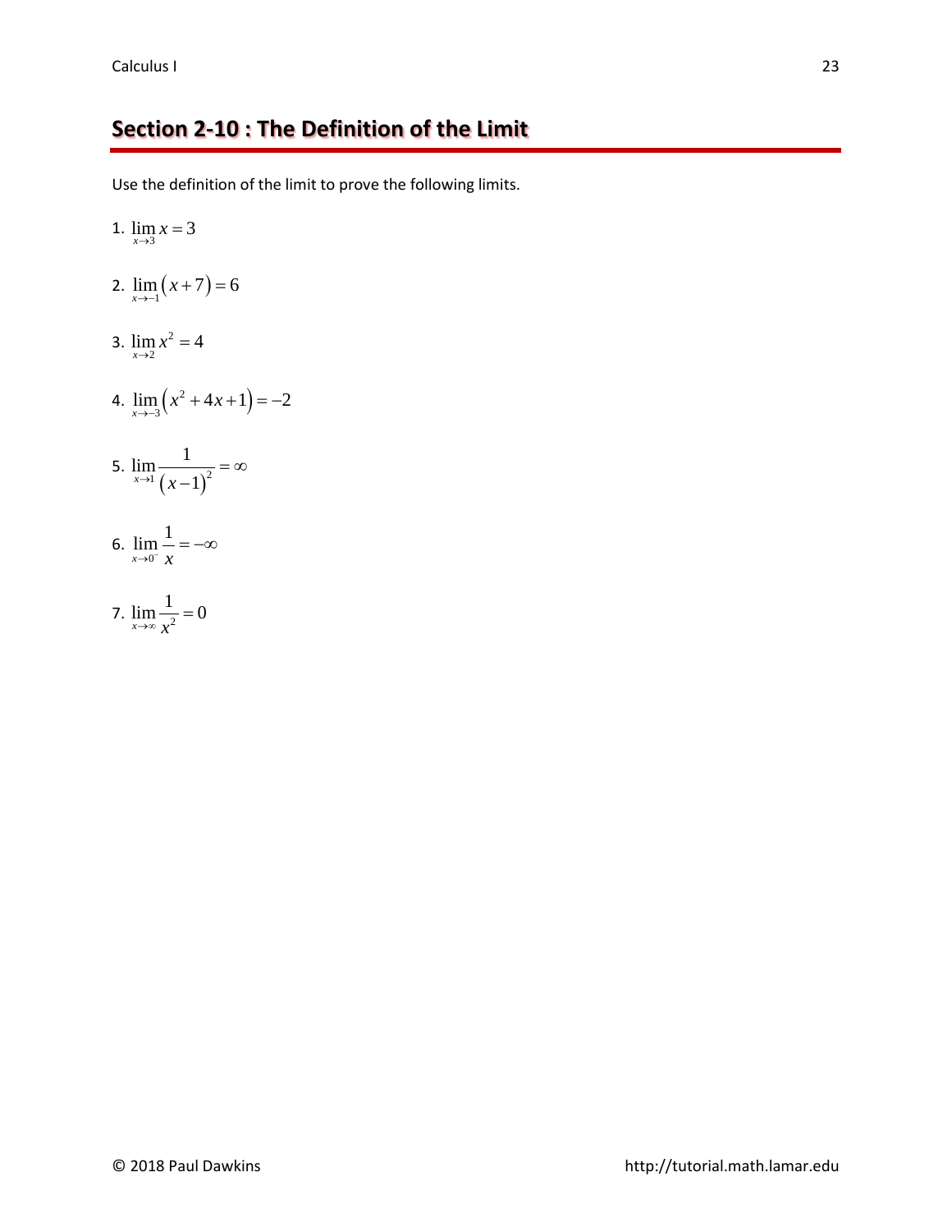## Section 2-10 : The Definition of the Limit

Use the definition of the limit to prove the following limits.

1. $\lim\limits_{x \to 3} x = 3$

2. $\lim\limits_{x \to -1} \left( x + 7 \right) = 6$

3. $\lim\limits_{x \to 2} x^2 = 4$

4. $\lim\limits_{x \to -3} \left( x^2 + 4x + 1 \right) = -2$

5. $\lim\limits_{x \to 1} \dfrac{1}{\left( x - 1 \right)^2} = \infty$

6. $\lim\limits_{x \to 0^-} \dfrac{1}{x} = -\infty$

7. $\lim\limits_{x \to \infty} \dfrac{1}{x^2} = 0$